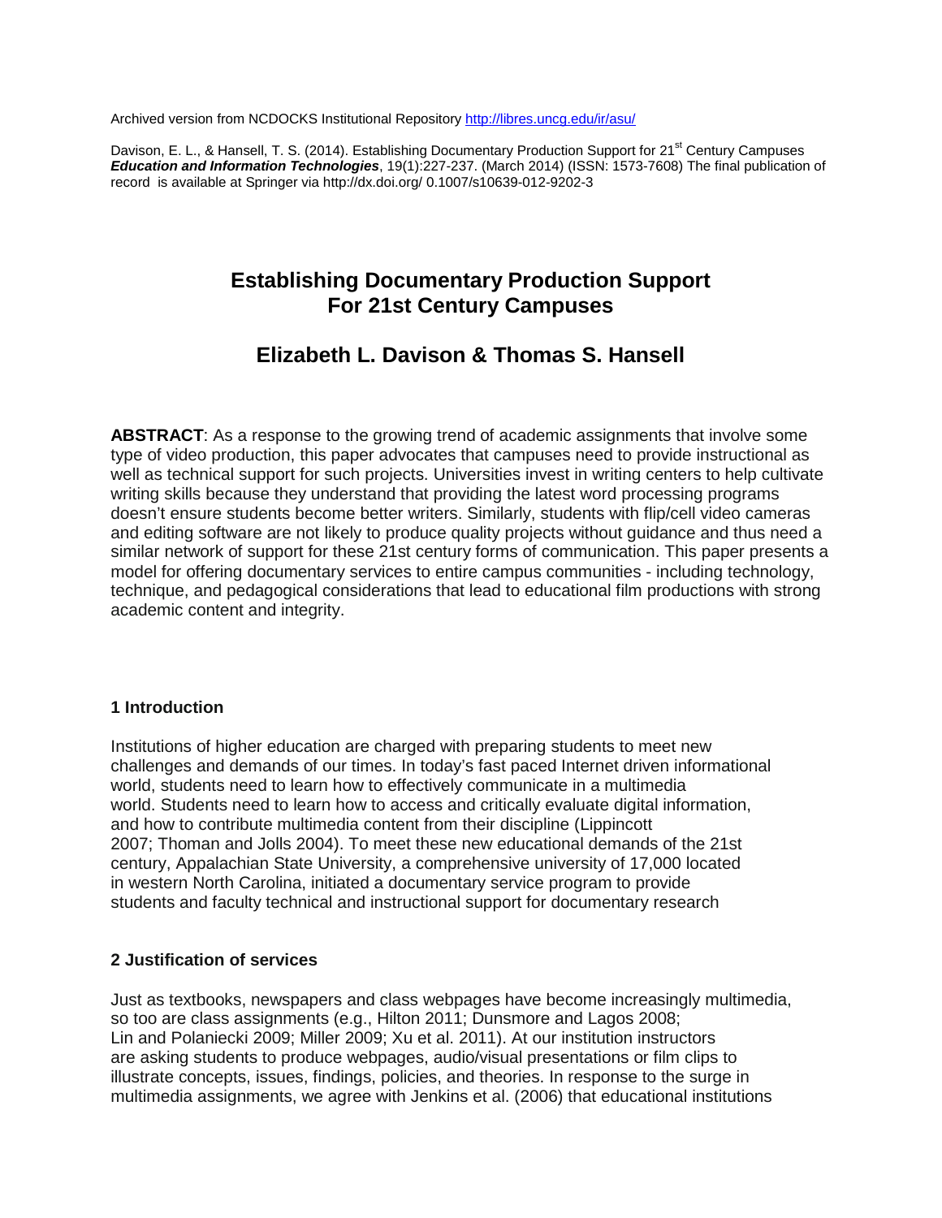Archived version from NCDOCKS Institutional Repository http://libres.uncg.edu/ir/asu/

Davison, E. L., & Hansell, T. S. (2014). Establishing Documentary Production Support for 21st Century Campuses ***Education and Information Technologies***, 19(1):227-237. (March 2014) (ISSN: 1573-7608) The final publication of record is available at Springer via http://dx.doi.org/ 0.1007/s10639-012-9202-3

# Establishing Documentary Production Support For 21st Century Campuses

## Elizabeth L. Davison & Thomas S. Hansell

**ABSTRACT**: As a response to the growing trend of academic assignments that involve some type of video production, this paper advocates that campuses need to provide instructional as well as technical support for such projects. Universities invest in writing centers to help cultivate writing skills because they understand that providing the latest word processing programs doesn't ensure students become better writers. Similarly, students with flip/cell video cameras and editing software are not likely to produce quality projects without guidance and thus need a similar network of support for these 21st century forms of communication. This paper presents a model for offering documentary services to entire campus communities - including technology, technique, and pedagogical considerations that lead to educational film productions with strong academic content and integrity.

### 1 Introduction

Institutions of higher education are charged with preparing students to meet new challenges and demands of our times. In today's fast paced Internet driven informational world, students need to learn how to effectively communicate in a multimedia world. Students need to learn how to access and critically evaluate digital information, and how to contribute multimedia content from their discipline (Lippincott 2007; Thoman and Jolls 2004). To meet these new educational demands of the 21st century, Appalachian State University, a comprehensive university of 17,000 located in western North Carolina, initiated a documentary service program to provide students and faculty technical and instructional support for documentary research

### 2 Justification of services

Just as textbooks, newspapers and class webpages have become increasingly multimedia, so too are class assignments (e.g., Hilton 2011; Dunsmore and Lagos 2008; Lin and Polaniecki 2009; Miller 2009; Xu et al. 2011). At our institution instructors are asking students to produce webpages, audio/visual presentations or film clips to illustrate concepts, issues, findings, policies, and theories. In response to the surge in multimedia assignments, we agree with Jenkins et al. (2006) that educational institutions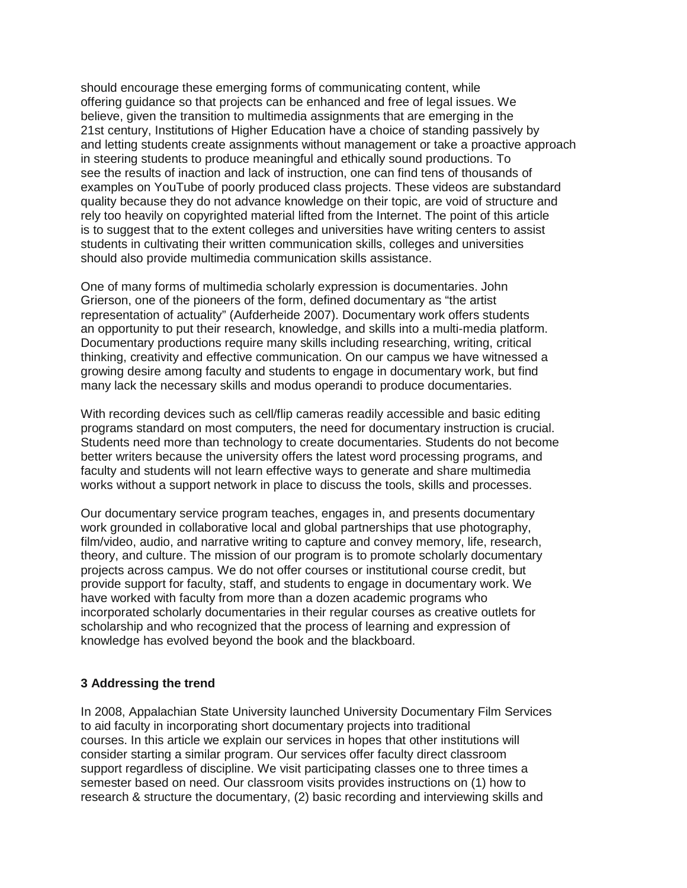should encourage these emerging forms of communicating content, while offering guidance so that projects can be enhanced and free of legal issues. We believe, given the transition to multimedia assignments that are emerging in the 21st century, Institutions of Higher Education have a choice of standing passively by and letting students create assignments without management or take a proactive approach in steering students to produce meaningful and ethically sound productions. To see the results of inaction and lack of instruction, one can find tens of thousands of examples on YouTube of poorly produced class projects. These videos are substandard quality because they do not advance knowledge on their topic, are void of structure and rely too heavily on copyrighted material lifted from the Internet. The point of this article is to suggest that to the extent colleges and universities have writing centers to assist students in cultivating their written communication skills, colleges and universities should also provide multimedia communication skills assistance.

One of many forms of multimedia scholarly expression is documentaries. John Grierson, one of the pioneers of the form, defined documentary as "the artist representation of actuality" (Aufderheide 2007). Documentary work offers students an opportunity to put their research, knowledge, and skills into a multi-media platform. Documentary productions require many skills including researching, writing, critical thinking, creativity and effective communication. On our campus we have witnessed a growing desire among faculty and students to engage in documentary work, but find many lack the necessary skills and modus operandi to produce documentaries.

With recording devices such as cell/flip cameras readily accessible and basic editing programs standard on most computers, the need for documentary instruction is crucial. Students need more than technology to create documentaries. Students do not become better writers because the university offers the latest word processing programs, and faculty and students will not learn effective ways to generate and share multimedia works without a support network in place to discuss the tools, skills and processes.

Our documentary service program teaches, engages in, and presents documentary work grounded in collaborative local and global partnerships that use photography, film/video, audio, and narrative writing to capture and convey memory, life, research, theory, and culture. The mission of our program is to promote scholarly documentary projects across campus. We do not offer courses or institutional course credit, but provide support for faculty, staff, and students to engage in documentary work. We have worked with faculty from more than a dozen academic programs who incorporated scholarly documentaries in their regular courses as creative outlets for scholarship and who recognized that the process of learning and expression of knowledge has evolved beyond the book and the blackboard.

## 3 Addressing the trend

In 2008, Appalachian State University launched University Documentary Film Services to aid faculty in incorporating short documentary projects into traditional courses. In this article we explain our services in hopes that other institutions will consider starting a similar program. Our services offer faculty direct classroom support regardless of discipline. We visit participating classes one to three times a semester based on need. Our classroom visits provides instructions on (1) how to research & structure the documentary, (2) basic recording and interviewing skills and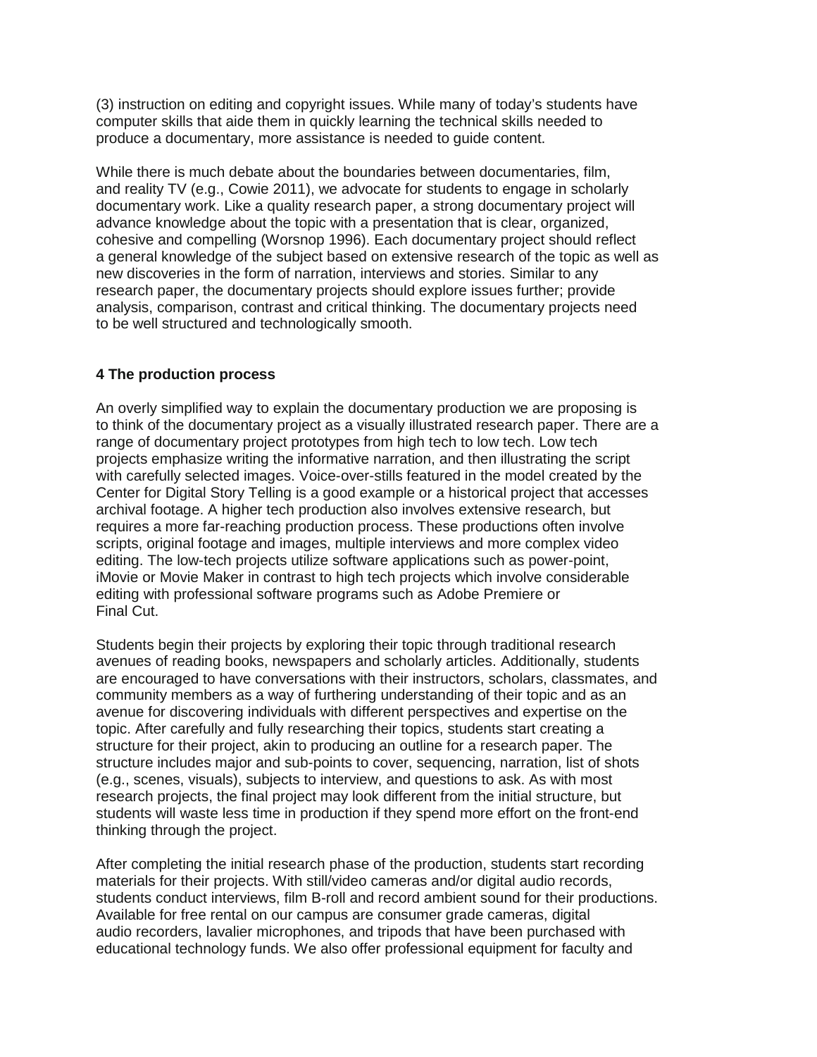(3) instruction on editing and copyright issues. While many of today's students have computer skills that aide them in quickly learning the technical skills needed to produce a documentary, more assistance is needed to guide content.

While there is much debate about the boundaries between documentaries, film, and reality TV (e.g., Cowie 2011), we advocate for students to engage in scholarly documentary work. Like a quality research paper, a strong documentary project will advance knowledge about the topic with a presentation that is clear, organized, cohesive and compelling (Worsnop 1996). Each documentary project should reflect a general knowledge of the subject based on extensive research of the topic as well as new discoveries in the form of narration, interviews and stories. Similar to any research paper, the documentary projects should explore issues further; provide analysis, comparison, contrast and critical thinking. The documentary projects need to be well structured and technologically smooth.

## 4 The production process

An overly simplified way to explain the documentary production we are proposing is to think of the documentary project as a visually illustrated research paper. There are a range of documentary project prototypes from high tech to low tech. Low tech projects emphasize writing the informative narration, and then illustrating the script with carefully selected images. Voice-over-stills featured in the model created by the Center for Digital Story Telling is a good example or a historical project that accesses archival footage. A higher tech production also involves extensive research, but requires a more far-reaching production process. These productions often involve scripts, original footage and images, multiple interviews and more complex video editing. The low-tech projects utilize software applications such as power-point, iMovie or Movie Maker in contrast to high tech projects which involve considerable editing with professional software programs such as Adobe Premiere or Final Cut.

Students begin their projects by exploring their topic through traditional research avenues of reading books, newspapers and scholarly articles. Additionally, students are encouraged to have conversations with their instructors, scholars, classmates, and community members as a way of furthering understanding of their topic and as an avenue for discovering individuals with different perspectives and expertise on the topic. After carefully and fully researching their topics, students start creating a structure for their project, akin to producing an outline for a research paper. The structure includes major and sub-points to cover, sequencing, narration, list of shots (e.g., scenes, visuals), subjects to interview, and questions to ask. As with most research projects, the final project may look different from the initial structure, but students will waste less time in production if they spend more effort on the front-end thinking through the project.

After completing the initial research phase of the production, students start recording materials for their projects. With still/video cameras and/or digital audio records, students conduct interviews, film B-roll and record ambient sound for their productions. Available for free rental on our campus are consumer grade cameras, digital audio recorders, lavalier microphones, and tripods that have been purchased with educational technology funds. We also offer professional equipment for faculty and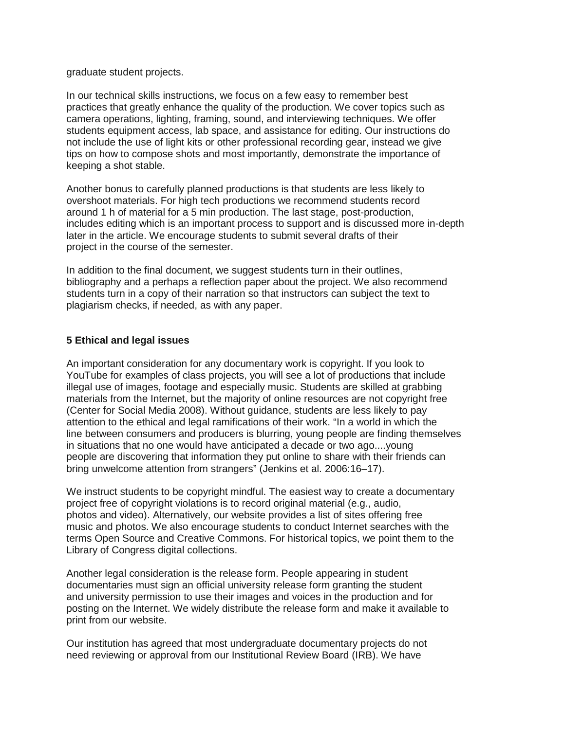graduate student projects.

In our technical skills instructions, we focus on a few easy to remember best practices that greatly enhance the quality of the production. We cover topics such as camera operations, lighting, framing, sound, and interviewing techniques. We offer students equipment access, lab space, and assistance for editing. Our instructions do not include the use of light kits or other professional recording gear, instead we give tips on how to compose shots and most importantly, demonstrate the importance of keeping a shot stable.

Another bonus to carefully planned productions is that students are less likely to overshoot materials. For high tech productions we recommend students record around 1 h of material for a 5 min production. The last stage, post-production, includes editing which is an important process to support and is discussed more in-depth later in the article. We encourage students to submit several drafts of their project in the course of the semester.

In addition to the final document, we suggest students turn in their outlines, bibliography and a perhaps a reflection paper about the project. We also recommend students turn in a copy of their narration so that instructors can subject the text to plagiarism checks, if needed, as with any paper.

## 5 Ethical and legal issues

An important consideration for any documentary work is copyright. If you look to YouTube for examples of class projects, you will see a lot of productions that include illegal use of images, footage and especially music. Students are skilled at grabbing materials from the Internet, but the majority of online resources are not copyright free (Center for Social Media 2008). Without guidance, students are less likely to pay attention to the ethical and legal ramifications of their work. “In a world in which the line between consumers and producers is blurring, young people are finding themselves in situations that no one would have anticipated a decade or two ago....young people are discovering that information they put online to share with their friends can bring unwelcome attention from strangers” (Jenkins et al. 2006:16–17).

We instruct students to be copyright mindful. The easiest way to create a documentary project free of copyright violations is to record original material (e.g., audio, photos and video). Alternatively, our website provides a list of sites offering free music and photos. We also encourage students to conduct Internet searches with the terms Open Source and Creative Commons. For historical topics, we point them to the Library of Congress digital collections.

Another legal consideration is the release form. People appearing in student documentaries must sign an official university release form granting the student and university permission to use their images and voices in the production and for posting on the Internet. We widely distribute the release form and make it available to print from our website.

Our institution has agreed that most undergraduate documentary projects do not need reviewing or approval from our Institutional Review Board (IRB). We have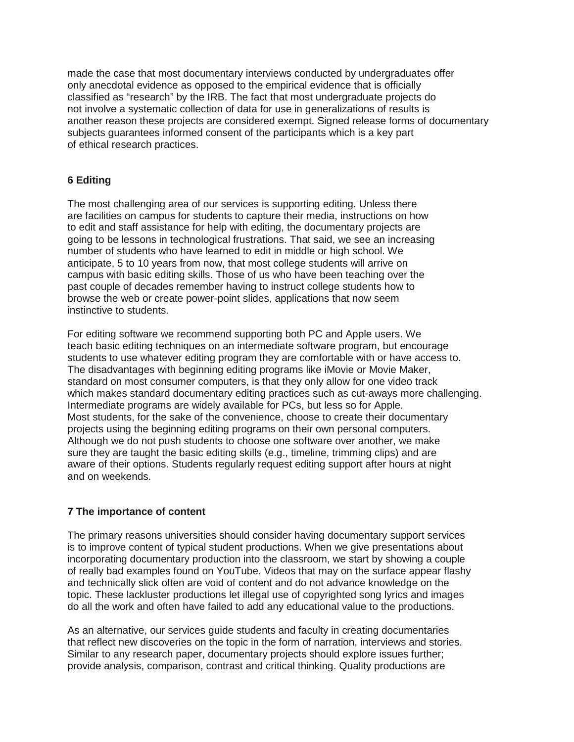made the case that most documentary interviews conducted by undergraduates offer only anecdotal evidence as opposed to the empirical evidence that is officially classified as "research" by the IRB. The fact that most undergraduate projects do not involve a systematic collection of data for use in generalizations of results is another reason these projects are considered exempt. Signed release forms of documentary subjects guarantees informed consent of the participants which is a key part of ethical research practices.

## 6 Editing

The most challenging area of our services is supporting editing. Unless there are facilities on campus for students to capture their media, instructions on how to edit and staff assistance for help with editing, the documentary projects are going to be lessons in technological frustrations. That said, we see an increasing number of students who have learned to edit in middle or high school. We anticipate, 5 to 10 years from now, that most college students will arrive on campus with basic editing skills. Those of us who have been teaching over the past couple of decades remember having to instruct college students how to browse the web or create power-point slides, applications that now seem instinctive to students.

For editing software we recommend supporting both PC and Apple users. We teach basic editing techniques on an intermediate software program, but encourage students to use whatever editing program they are comfortable with or have access to. The disadvantages with beginning editing programs like iMovie or Movie Maker, standard on most consumer computers, is that they only allow for one video track which makes standard documentary editing practices such as cut-aways more challenging. Intermediate programs are widely available for PCs, but less so for Apple. Most students, for the sake of the convenience, choose to create their documentary projects using the beginning editing programs on their own personal computers. Although we do not push students to choose one software over another, we make sure they are taught the basic editing skills (e.g., timeline, trimming clips) and are aware of their options. Students regularly request editing support after hours at night and on weekends.

## 7 The importance of content

The primary reasons universities should consider having documentary support services is to improve content of typical student productions. When we give presentations about incorporating documentary production into the classroom, we start by showing a couple of really bad examples found on YouTube. Videos that may on the surface appear flashy and technically slick often are void of content and do not advance knowledge on the topic. These lackluster productions let illegal use of copyrighted song lyrics and images do all the work and often have failed to add any educational value to the productions.

As an alternative, our services guide students and faculty in creating documentaries that reflect new discoveries on the topic in the form of narration, interviews and stories. Similar to any research paper, documentary projects should explore issues further; provide analysis, comparison, contrast and critical thinking. Quality productions are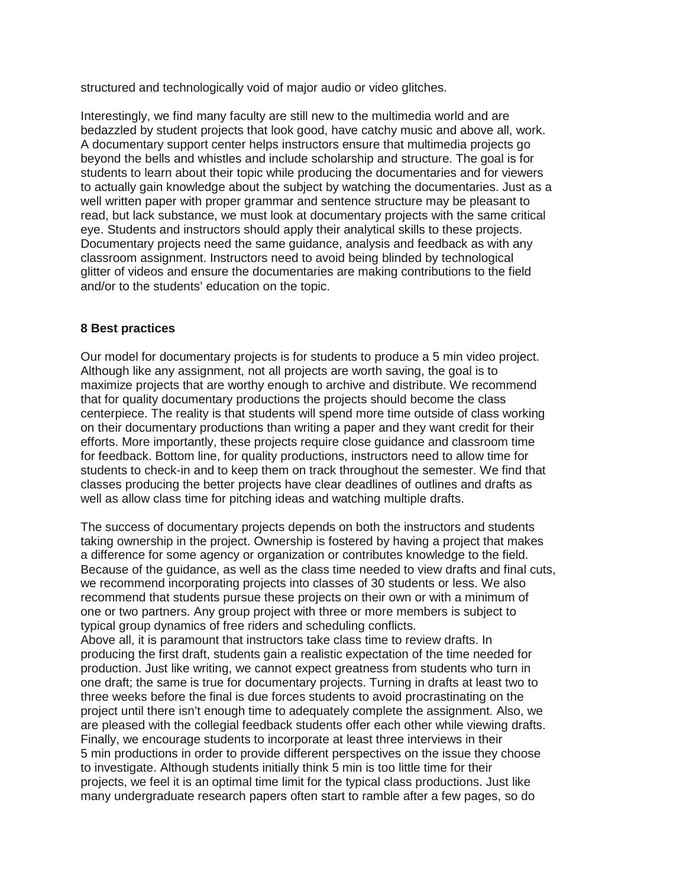structured and technologically void of major audio or video glitches.

Interestingly, we find many faculty are still new to the multimedia world and are bedazzled by student projects that look good, have catchy music and above all, work. A documentary support center helps instructors ensure that multimedia projects go beyond the bells and whistles and include scholarship and structure. The goal is for students to learn about their topic while producing the documentaries and for viewers to actually gain knowledge about the subject by watching the documentaries. Just as a well written paper with proper grammar and sentence structure may be pleasant to read, but lack substance, we must look at documentary projects with the same critical eye. Students and instructors should apply their analytical skills to these projects. Documentary projects need the same guidance, analysis and feedback as with any classroom assignment. Instructors need to avoid being blinded by technological glitter of videos and ensure the documentaries are making contributions to the field and/or to the students' education on the topic.

## 8 Best practices

Our model for documentary projects is for students to produce a 5 min video project. Although like any assignment, not all projects are worth saving, the goal is to maximize projects that are worthy enough to archive and distribute. We recommend that for quality documentary productions the projects should become the class centerpiece. The reality is that students will spend more time outside of class working on their documentary productions than writing a paper and they want credit for their efforts. More importantly, these projects require close guidance and classroom time for feedback. Bottom line, for quality productions, instructors need to allow time for students to check-in and to keep them on track throughout the semester. We find that classes producing the better projects have clear deadlines of outlines and drafts as well as allow class time for pitching ideas and watching multiple drafts.

The success of documentary projects depends on both the instructors and students taking ownership in the project. Ownership is fostered by having a project that makes a difference for some agency or organization or contributes knowledge to the field. Because of the guidance, as well as the class time needed to view drafts and final cuts, we recommend incorporating projects into classes of 30 students or less. We also recommend that students pursue these projects on their own or with a minimum of one or two partners. Any group project with three or more members is subject to typical group dynamics of free riders and scheduling conflicts.
Above all, it is paramount that instructors take class time to review drafts. In producing the first draft, students gain a realistic expectation of the time needed for production. Just like writing, we cannot expect greatness from students who turn in one draft; the same is true for documentary projects. Turning in drafts at least two to three weeks before the final is due forces students to avoid procrastinating on the project until there isn't enough time to adequately complete the assignment. Also, we are pleased with the collegial feedback students offer each other while viewing drafts. Finally, we encourage students to incorporate at least three interviews in their 5 min productions in order to provide different perspectives on the issue they choose to investigate. Although students initially think 5 min is too little time for their projects, we feel it is an optimal time limit for the typical class productions. Just like many undergraduate research papers often start to ramble after a few pages, so do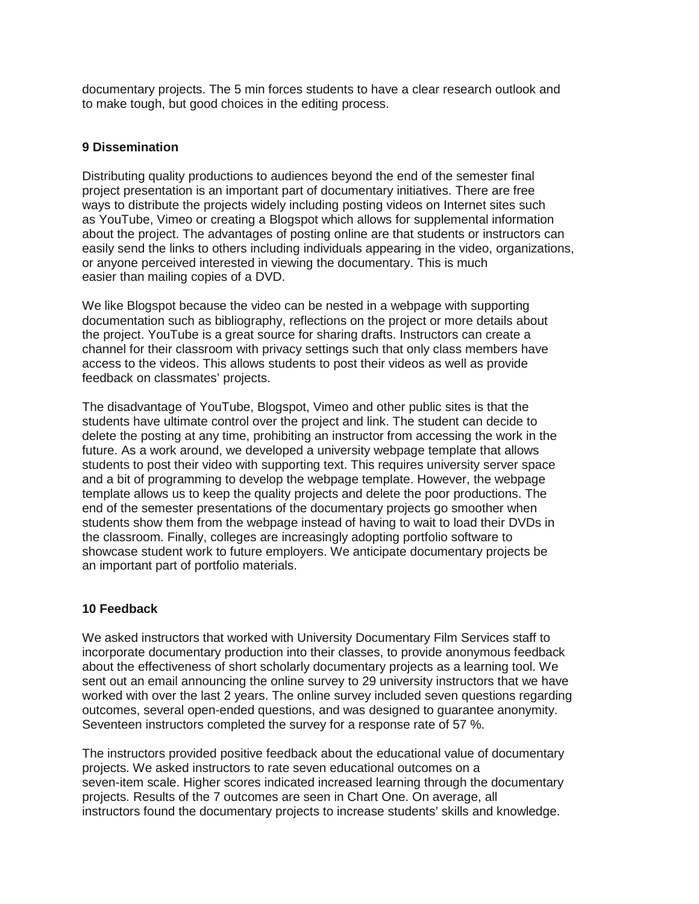documentary projects. The 5 min forces students to have a clear research outlook and to make tough, but good choices in the editing process.

## 9 Dissemination

Distributing quality productions to audiences beyond the end of the semester final project presentation is an important part of documentary initiatives. There are free ways to distribute the projects widely including posting videos on Internet sites such as YouTube, Vimeo or creating a Blogspot which allows for supplemental information about the project. The advantages of posting online are that students or instructors can easily send the links to others including individuals appearing in the video, organizations, or anyone perceived interested in viewing the documentary. This is much easier than mailing copies of a DVD.

We like Blogspot because the video can be nested in a webpage with supporting documentation such as bibliography, reflections on the project or more details about the project. YouTube is a great source for sharing drafts. Instructors can create a channel for their classroom with privacy settings such that only class members have access to the videos. This allows students to post their videos as well as provide feedback on classmates' projects.

The disadvantage of YouTube, Blogspot, Vimeo and other public sites is that the students have ultimate control over the project and link. The student can decide to delete the posting at any time, prohibiting an instructor from accessing the work in the future. As a work around, we developed a university webpage template that allows students to post their video with supporting text. This requires university server space and a bit of programming to develop the webpage template. However, the webpage template allows us to keep the quality projects and delete the poor productions. The end of the semester presentations of the documentary projects go smoother when students show them from the webpage instead of having to wait to load their DVDs in the classroom. Finally, colleges are increasingly adopting portfolio software to showcase student work to future employers. We anticipate documentary projects be an important part of portfolio materials.

## 10 Feedback

We asked instructors that worked with University Documentary Film Services staff to incorporate documentary production into their classes, to provide anonymous feedback about the effectiveness of short scholarly documentary projects as a learning tool. We sent out an email announcing the online survey to 29 university instructors that we have worked with over the last 2 years. The online survey included seven questions regarding outcomes, several open-ended questions, and was designed to guarantee anonymity. Seventeen instructors completed the survey for a response rate of 57 %.

The instructors provided positive feedback about the educational value of documentary projects. We asked instructors to rate seven educational outcomes on a seven-item scale. Higher scores indicated increased learning through the documentary projects. Results of the 7 outcomes are seen in Chart One. On average, all instructors found the documentary projects to increase students' skills and knowledge.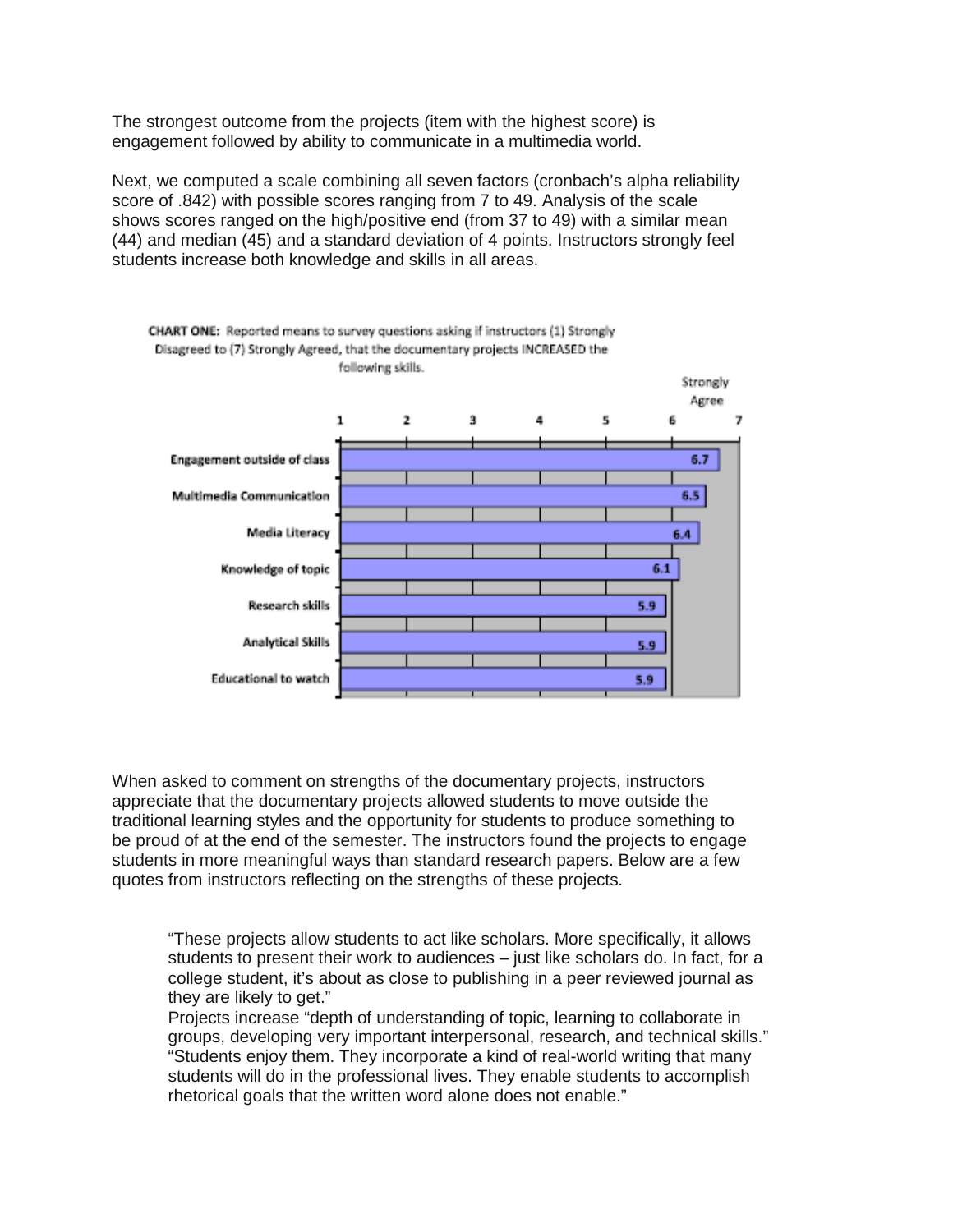The strongest outcome from the projects (item with the highest score) is engagement followed by ability to communicate in a multimedia world.

Next, we computed a scale combining all seven factors (cronbach's alpha reliability score of .842) with possible scores ranging from 7 to 49. Analysis of the scale shows scores ranged on the high/positive end (from 37 to 49) with a similar mean (44) and median (45) and a standard deviation of 4 points. Instructors strongly feel students increase both knowledge and skills in all areas.

**CHART ONE:** Reported means to survey questions asking if instructors (1) Strongly Disagreed to (7) Strongly Agreed, that the documentary projects INCREASED the following skills.

| Skill | Mean (1–7, 7 = Strongly Agree) |
|---|---|
| Engagement outside of class | 6.7 |
| Multimedia Communication | 6.5 |
| Media Literacy | 6.4 |
| Knowledge of topic | 6.1 |
| Research skills | 5.9 |
| Analytical Skills | 5.9 |
| Educational to watch | 5.9 |

When asked to comment on strengths of the documentary projects, instructors appreciate that the documentary projects allowed students to move outside the traditional learning styles and the opportunity for students to produce something to be proud of at the end of the semester. The instructors found the projects to engage students in more meaningful ways than standard research papers. Below are a few quotes from instructors reflecting on the strengths of these projects.

> "These projects allow students to act like scholars. More specifically, it allows students to present their work to audiences – just like scholars do. In fact, for a college student, it's about as close to publishing in a peer reviewed journal as they are likely to get."
>
> Projects increase "depth of understanding of topic, learning to collaborate in groups, developing very important interpersonal, research, and technical skills."
>
> "Students enjoy them. They incorporate a kind of real-world writing that many students will do in the professional lives. They enable students to accomplish rhetorical goals that the written word alone does not enable."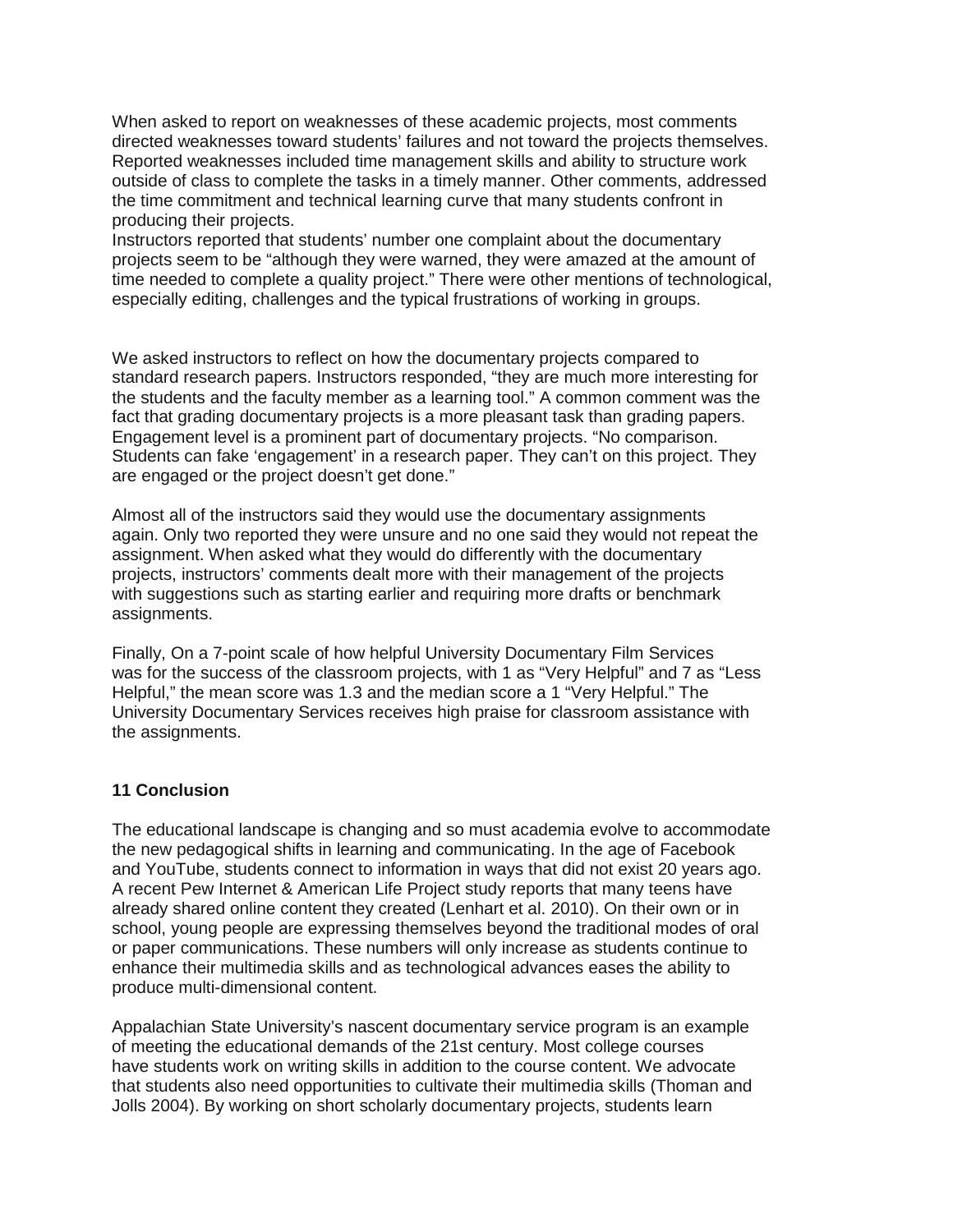When asked to report on weaknesses of these academic projects, most comments directed weaknesses toward students' failures and not toward the projects themselves. Reported weaknesses included time management skills and ability to structure work outside of class to complete the tasks in a timely manner. Other comments, addressed the time commitment and technical learning curve that many students confront in producing their projects.
Instructors reported that students' number one complaint about the documentary projects seem to be "although they were warned, they were amazed at the amount of time needed to complete a quality project." There were other mentions of technological, especially editing, challenges and the typical frustrations of working in groups.

We asked instructors to reflect on how the documentary projects compared to standard research papers. Instructors responded, "they are much more interesting for the students and the faculty member as a learning tool." A common comment was the fact that grading documentary projects is a more pleasant task than grading papers. Engagement level is a prominent part of documentary projects. "No comparison. Students can fake 'engagement' in a research paper. They can't on this project. They are engaged or the project doesn't get done."

Almost all of the instructors said they would use the documentary assignments again. Only two reported they were unsure and no one said they would not repeat the assignment. When asked what they would do differently with the documentary projects, instructors' comments dealt more with their management of the projects with suggestions such as starting earlier and requiring more drafts or benchmark assignments.

Finally, On a 7-point scale of how helpful University Documentary Film Services was for the success of the classroom projects, with 1 as "Very Helpful" and 7 as "Less Helpful," the mean score was 1.3 and the median score a 1 "Very Helpful." The University Documentary Services receives high praise for classroom assistance with the assignments.

## 11 Conclusion

The educational landscape is changing and so must academia evolve to accommodate the new pedagogical shifts in learning and communicating. In the age of Facebook and YouTube, students connect to information in ways that did not exist 20 years ago. A recent Pew Internet & American Life Project study reports that many teens have already shared online content they created (Lenhart et al. 2010). On their own or in school, young people are expressing themselves beyond the traditional modes of oral or paper communications. These numbers will only increase as students continue to enhance their multimedia skills and as technological advances eases the ability to produce multi-dimensional content.

Appalachian State University's nascent documentary service program is an example of meeting the educational demands of the 21st century. Most college courses have students work on writing skills in addition to the course content. We advocate that students also need opportunities to cultivate their multimedia skills (Thoman and Jolls 2004). By working on short scholarly documentary projects, students learn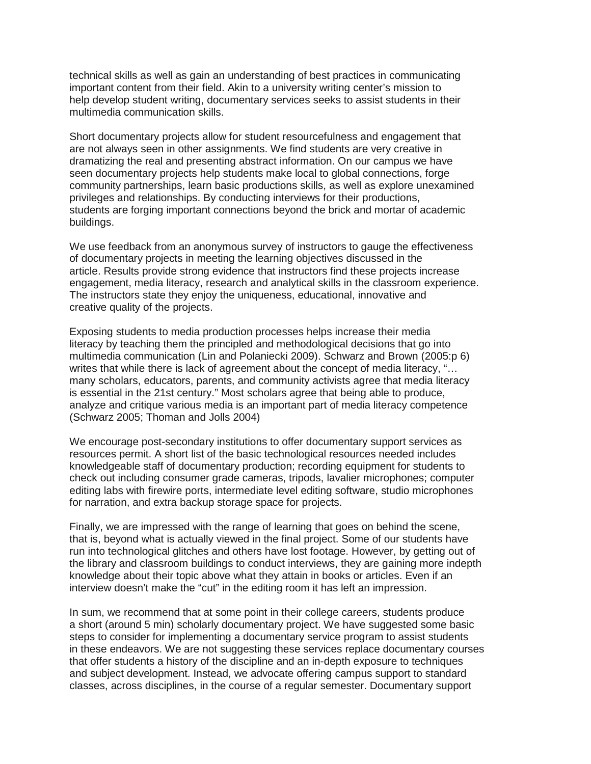technical skills as well as gain an understanding of best practices in communicating important content from their field. Akin to a university writing center's mission to help develop student writing, documentary services seeks to assist students in their multimedia communication skills.

Short documentary projects allow for student resourcefulness and engagement that are not always seen in other assignments. We find students are very creative in dramatizing the real and presenting abstract information. On our campus we have seen documentary projects help students make local to global connections, forge community partnerships, learn basic productions skills, as well as explore unexamined privileges and relationships. By conducting interviews for their productions, students are forging important connections beyond the brick and mortar of academic buildings.

We use feedback from an anonymous survey of instructors to gauge the effectiveness of documentary projects in meeting the learning objectives discussed in the article. Results provide strong evidence that instructors find these projects increase engagement, media literacy, research and analytical skills in the classroom experience. The instructors state they enjoy the uniqueness, educational, innovative and creative quality of the projects.

Exposing students to media production processes helps increase their media literacy by teaching them the principled and methodological decisions that go into multimedia communication (Lin and Polaniecki 2009). Schwarz and Brown (2005:p 6) writes that while there is lack of agreement about the concept of media literacy, "… many scholars, educators, parents, and community activists agree that media literacy is essential in the 21st century." Most scholars agree that being able to produce, analyze and critique various media is an important part of media literacy competence (Schwarz 2005; Thoman and Jolls 2004)

We encourage post-secondary institutions to offer documentary support services as resources permit. A short list of the basic technological resources needed includes knowledgeable staff of documentary production; recording equipment for students to check out including consumer grade cameras, tripods, lavalier microphones; computer editing labs with firewire ports, intermediate level editing software, studio microphones for narration, and extra backup storage space for projects.

Finally, we are impressed with the range of learning that goes on behind the scene, that is, beyond what is actually viewed in the final project. Some of our students have run into technological glitches and others have lost footage. However, by getting out of the library and classroom buildings to conduct interviews, they are gaining more indepth knowledge about their topic above what they attain in books or articles. Even if an interview doesn't make the "cut" in the editing room it has left an impression.

In sum, we recommend that at some point in their college careers, students produce a short (around 5 min) scholarly documentary project. We have suggested some basic steps to consider for implementing a documentary service program to assist students in these endeavors. We are not suggesting these services replace documentary courses that offer students a history of the discipline and an in-depth exposure to techniques and subject development. Instead, we advocate offering campus support to standard classes, across disciplines, in the course of a regular semester. Documentary support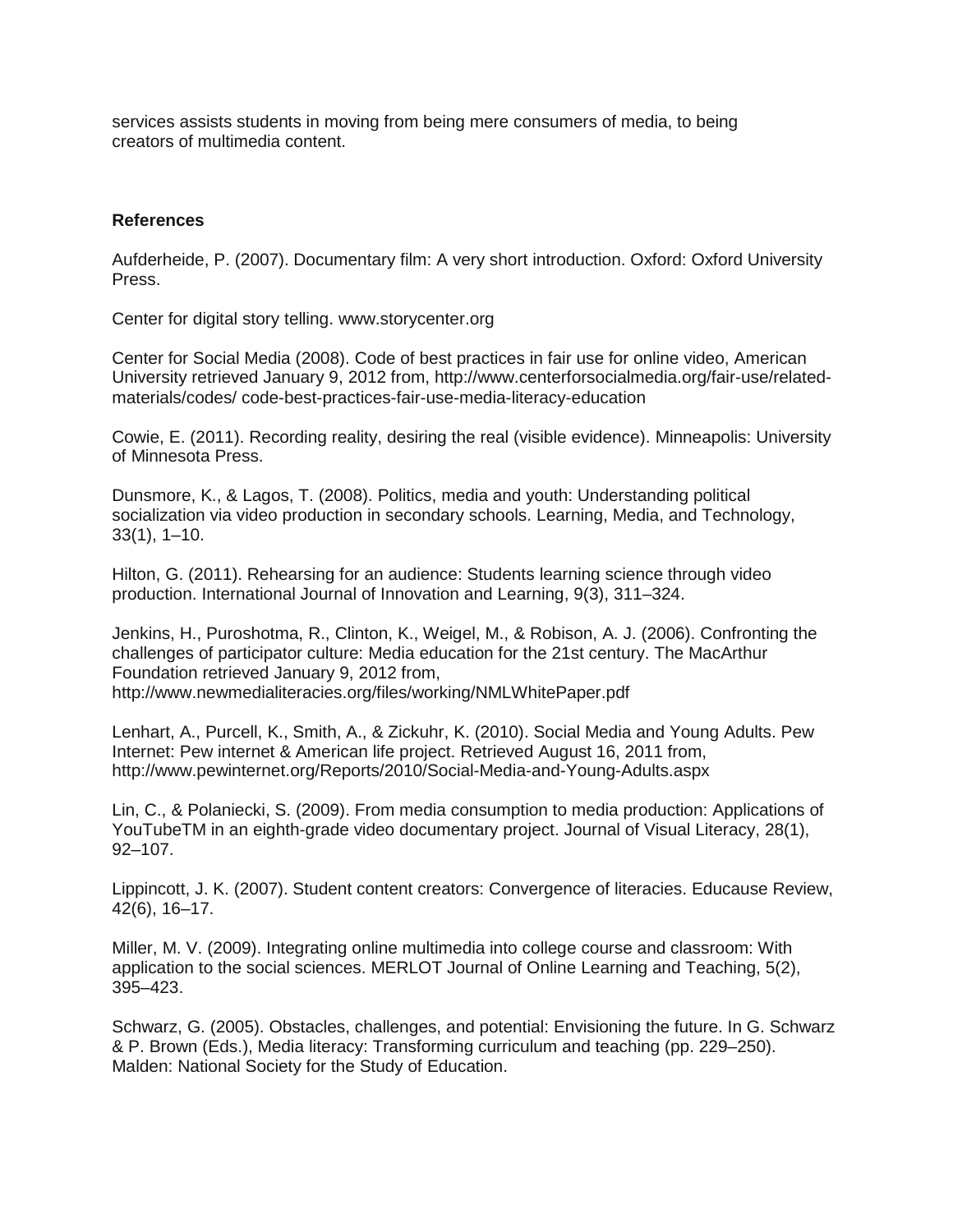services assists students in moving from being mere consumers of media, to being creators of multimedia content.

**References**

Aufderheide, P. (2007). Documentary film: A very short introduction. Oxford: Oxford University Press.

Center for digital story telling. www.storycenter.org

Center for Social Media (2008). Code of best practices in fair use for online video, American University retrieved January 9, 2012 from, http://www.centerforsocialmedia.org/fair-use/related-materials/codes/ code-best-practices-fair-use-media-literacy-education

Cowie, E. (2011). Recording reality, desiring the real (visible evidence). Minneapolis: University of Minnesota Press.

Dunsmore, K., & Lagos, T. (2008). Politics, media and youth: Understanding political socialization via video production in secondary schools. Learning, Media, and Technology, 33(1), 1–10.

Hilton, G. (2011). Rehearsing for an audience: Students learning science through video production. International Journal of Innovation and Learning, 9(3), 311–324.

Jenkins, H., Puroshotma, R., Clinton, K., Weigel, M., & Robison, A. J. (2006). Confronting the challenges of participator culture: Media education for the 21st century. The MacArthur Foundation retrieved January 9, 2012 from, http://www.newmedialiteracies.org/files/working/NMLWhitePaper.pdf

Lenhart, A., Purcell, K., Smith, A., & Zickuhr, K. (2010). Social Media and Young Adults. Pew Internet: Pew internet & American life project. Retrieved August 16, 2011 from, http://www.pewinternet.org/Reports/2010/Social-Media-and-Young-Adults.aspx

Lin, C., & Polaniecki, S. (2009). From media consumption to media production: Applications of YouTubeTM in an eighth-grade video documentary project. Journal of Visual Literacy, 28(1), 92–107.

Lippincott, J. K. (2007). Student content creators: Convergence of literacies. Educause Review, 42(6), 16–17.

Miller, M. V. (2009). Integrating online multimedia into college course and classroom: With application to the social sciences. MERLOT Journal of Online Learning and Teaching, 5(2), 395–423.

Schwarz, G. (2005). Obstacles, challenges, and potential: Envisioning the future. In G. Schwarz & P. Brown (Eds.), Media literacy: Transforming curriculum and teaching (pp. 229–250). Malden: National Society for the Study of Education.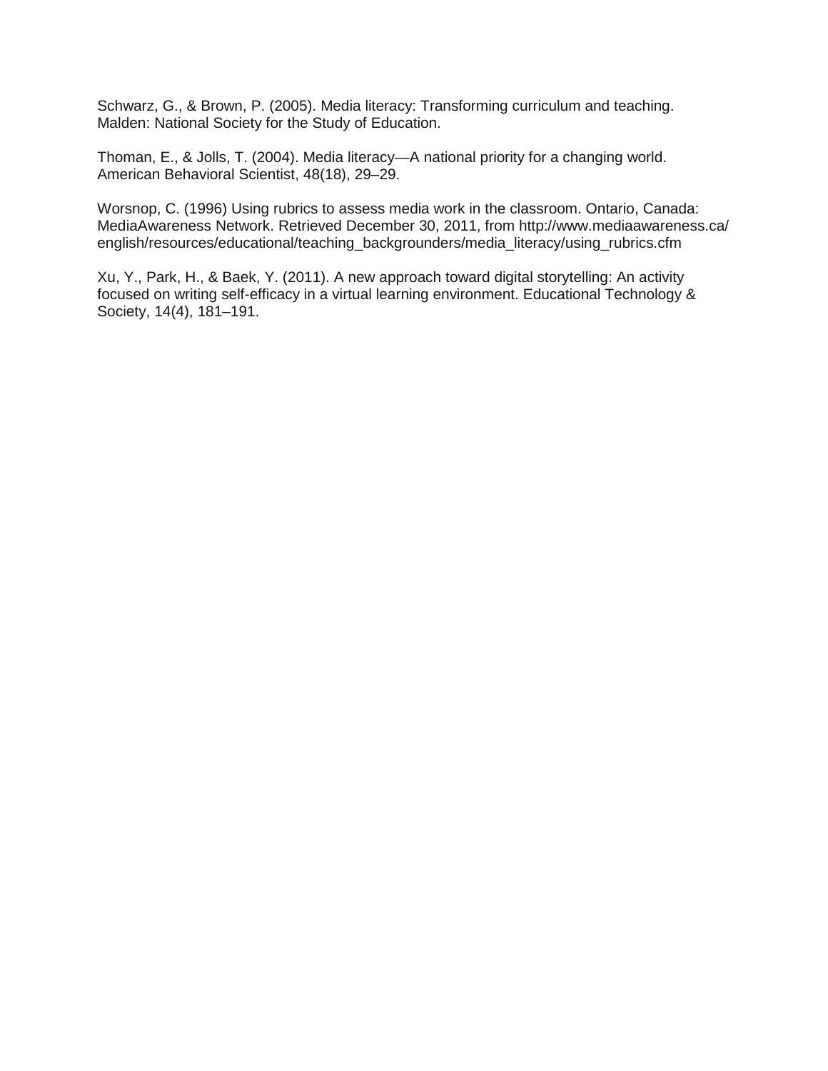Schwarz, G., & Brown, P. (2005). Media literacy: Transforming curriculum and teaching. Malden: National Society for the Study of Education.

Thoman, E., & Jolls, T. (2004). Media literacy—A national priority for a changing world. American Behavioral Scientist, 48(18), 29–29.

Worsnop, C. (1996) Using rubrics to assess media work in the classroom. Ontario, Canada: MediaAwareness Network. Retrieved December 30, 2011, from http://www.mediaawareness.ca/english/resources/educational/teaching_backgrounders/media_literacy/using_rubrics.cfm

Xu, Y., Park, H., & Baek, Y. (2011). A new approach toward digital storytelling: An activity focused on writing self-efficacy in a virtual learning environment. Educational Technology & Society, 14(4), 181–191.